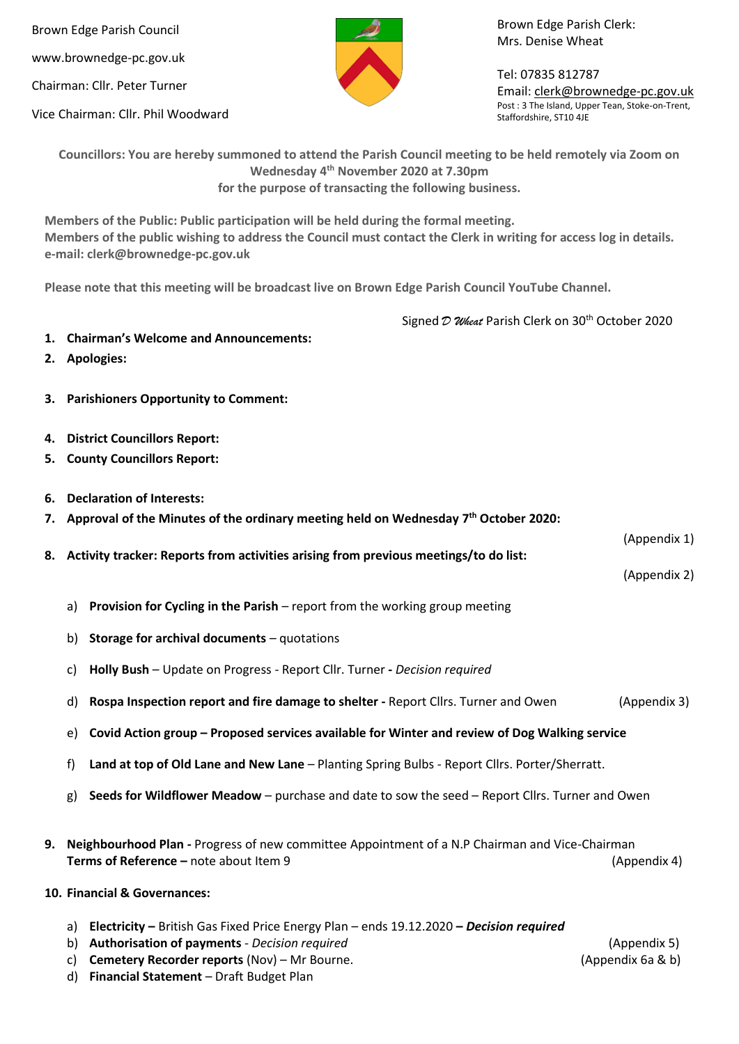Brown Edge Parish Council

www.brownedge-pc.gov.uk

Chairman: Cllr. Peter Turner

Vice Chairman: Cllr. Phil Woodward

Brown Edge Parish Clerk:
Mrs. Denise Wheat

Tel: 07835 812787
Email: clerk@brownedge-pc.gov.uk
Post : 3 The Island, Upper Tean, Stoke-on-Trent, Staffordshire, ST10 4JE

**Councillors: You are hereby summoned to attend the Parish Council meeting to be held remotely via Zoom on Wednesday 4th November 2020 at 7.30pm for the purpose of transacting the following business.**

**Members of the Public: Public participation will be held during the formal meeting.**
**Members of the public wishing to address the Council must contact the Clerk in writing for access log in details.**
**e-mail: clerk@brownedge-pc.gov.uk**

**Please note that this meeting will be broadcast live on Brown Edge Parish Council YouTube Channel.**

Signed *D Wheat* Parish Clerk on 30th October 2020

1. **Chairman's Welcome and Announcements:**
2. **Apologies:**
3. **Parishioners Opportunity to Comment:**
4. **District Councillors Report:**
5. **County Councillors Report:**
6. **Declaration of Interests:**
7. **Approval of the Minutes of the ordinary meeting held on Wednesday 7th October 2020:** (Appendix 1)
8. **Activity tracker: Reports from activities arising from previous meetings/to do list:** (Appendix 2)
   a) **Provision for Cycling in the Parish** – report from the working group meeting
   b) **Storage for archival documents** – quotations
   c) **Holly Bush** – Update on Progress - Report Cllr. Turner **-** *Decision required*
   d) **Rospa Inspection report and fire damage to shelter -** Report Cllrs. Turner and Owen (Appendix 3)
   e) **Covid Action group – Proposed services available for Winter and review of Dog Walking service**
   f) **Land at top of Old Lane and New Lane** – Planting Spring Bulbs - Report Cllrs. Porter/Sherratt.
   g) **Seeds for Wildflower Meadow** – purchase and date to sow the seed – Report Cllrs. Turner and Owen
9. **Neighbourhood Plan -** Progress of new committee Appointment of a N.P Chairman and Vice-Chairman
   **Terms of Reference –** note about Item 9 (Appendix 4)
10. **Financial & Governances:**
    a) **Electricity –** British Gas Fixed Price Energy Plan – ends 19.12.2020 ***– Decision required***
    b) **Authorisation of payments** - *Decision required* (Appendix 5)
    c) **Cemetery Recorder reports** (Nov) – Mr Bourne. (Appendix 6a & b)
    d) **Financial Statement** – Draft Budget Plan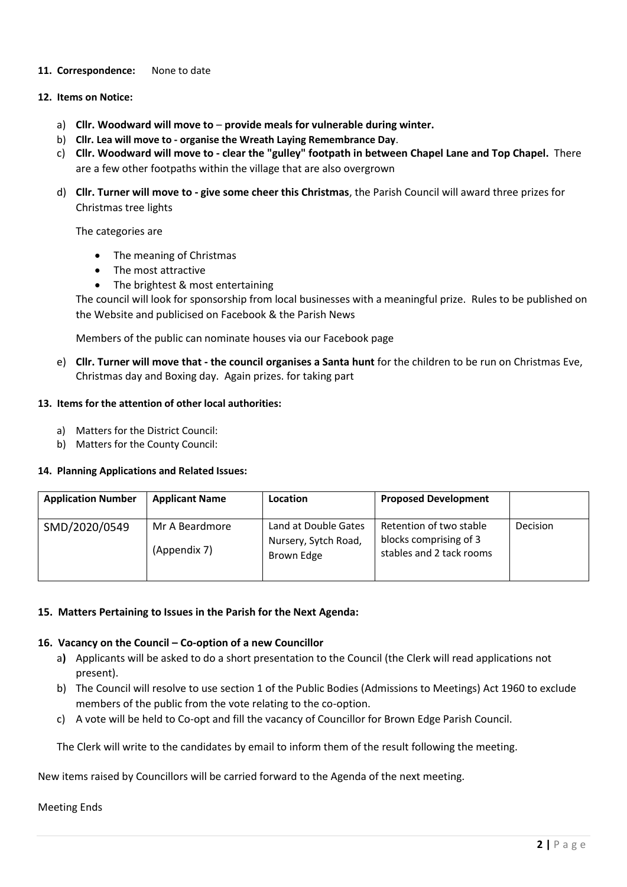**11. Correspondence:** None to date

**12. Items on Notice:**

a) **Cllr. Woodward will move to – provide meals for vulnerable during winter.**

b) **Cllr. Lea will move to - organise the Wreath Laying Remembrance Day**.

c) **Cllr. Woodward will move to - clear the "gulley" footpath in between Chapel Lane and Top Chapel.** There are a few other footpaths within the village that are also overgrown

d) **Cllr. Turner will move to - give some cheer this Christmas**, the Parish Council will award three prizes for Christmas tree lights

The categories are

- The meaning of Christmas
- The most attractive
- The brightest & most entertaining

The council will look for sponsorship from local businesses with a meaningful prize. Rules to be published on the Website and publicised on Facebook & the Parish News

Members of the public can nominate houses via our Facebook page

e) **Cllr. Turner will move that - the council organises a Santa hunt** for the children to be run on Christmas Eve, Christmas day and Boxing day. Again prizes. for taking part

**13. Items for the attention of other local authorities:**

a) Matters for the District Council:

b) Matters for the County Council:

**14. Planning Applications and Related Issues:**

| Application Number | Applicant Name | Location | Proposed Development | |
|---|---|---|---|---|
| SMD/2020/0549 | Mr A Beardmore (Appendix 7) | Land at Double Gates Nursery, Sytch Road, Brown Edge | Retention of two stable blocks comprising of 3 stables and 2 tack rooms | Decision |

**15. Matters Pertaining to Issues in the Parish for the Next Agenda:**

**16. Vacancy on the Council – Co-option of a new Councillor**

a**)** Applicants will be asked to do a short presentation to the Council (the Clerk will read applications not present).

b) The Council will resolve to use section 1 of the Public Bodies (Admissions to Meetings) Act 1960 to exclude members of the public from the vote relating to the co-option.

c) A vote will be held to Co-opt and fill the vacancy of Councillor for Brown Edge Parish Council.

The Clerk will write to the candidates by email to inform them of the result following the meeting.

New items raised by Councillors will be carried forward to the Agenda of the next meeting.

Meeting Ends